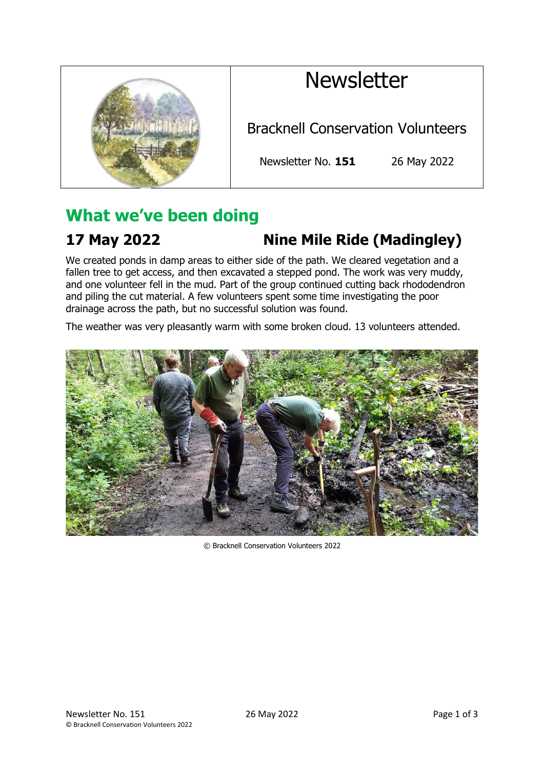# Newsletter

Bracknell Conservation Volunteers

Newsletter No. **151** 26 May 2022

## What we've been doing

### 17 May 2022 Nine Mile Ride (Madingley)

We created ponds in damp areas to either side of the path. We cleared vegetation and a fallen tree to get access, and then excavated a stepped pond. The work was very muddy, and one volunteer fell in the mud. Part of the group continued cutting back rhododendron and piling the cut material. A few volunteers spent some time investigating the poor drainage across the path, but no successful solution was found.

The weather was very pleasantly warm with some broken cloud. 13 volunteers attended.

© Bracknell Conservation Volunteers 2022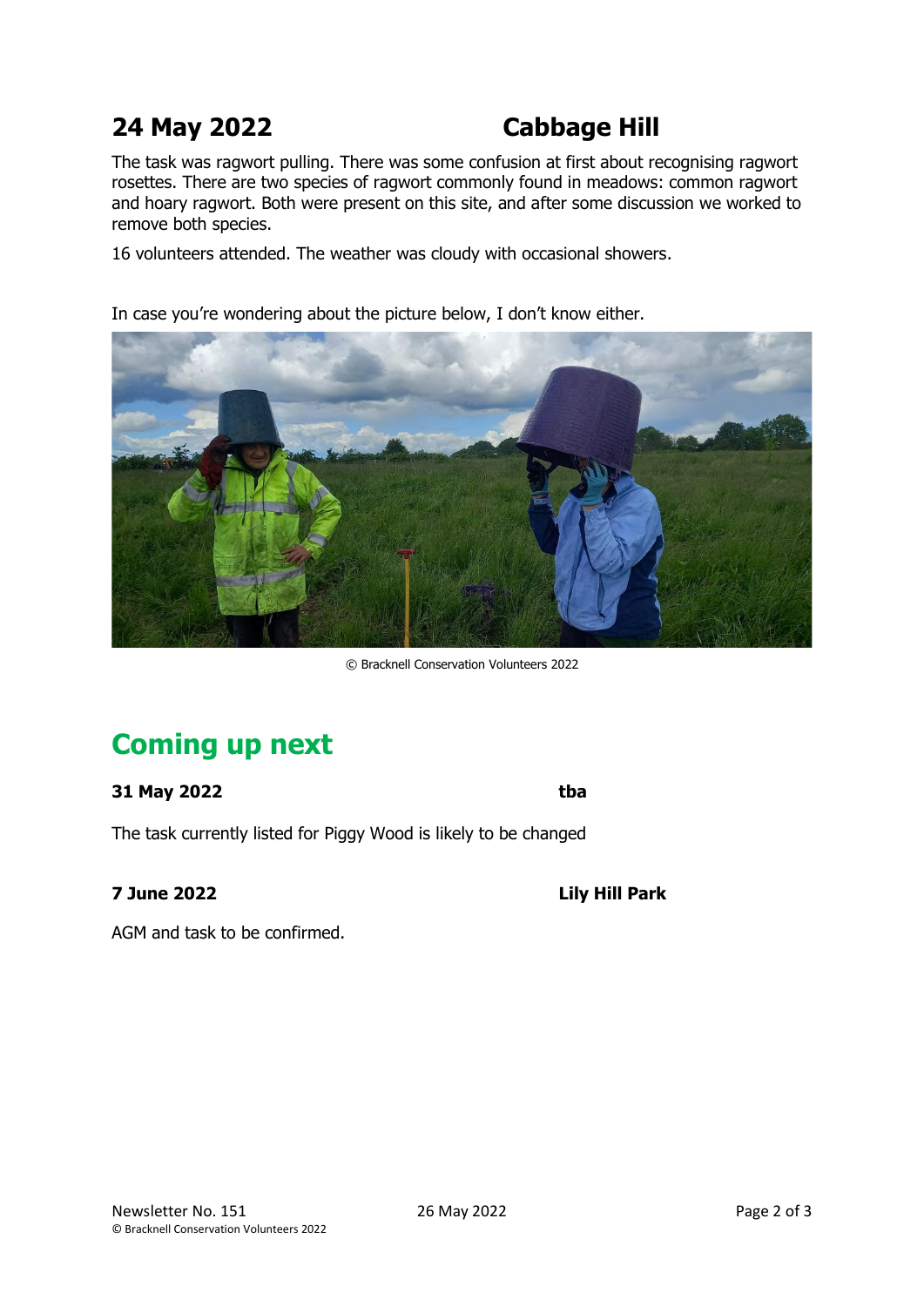## 24 May 2022 — Cabbage Hill

The task was ragwort pulling. There was some confusion at first about recognising ragwort rosettes. There are two species of ragwort commonly found in meadows: common ragwort and hoary ragwort. Both were present on this site, and after some discussion we worked to remove both species.

16 volunteers attended. The weather was cloudy with occasional showers.

In case you're wondering about the picture below, I don't know either.

© Bracknell Conservation Volunteers 2022

# Coming up next

**31 May 2022** — **tba**

The task currently listed for Piggy Wood is likely to be changed

**7 June 2022** — **Lily Hill Park**

AGM and task to be confirmed.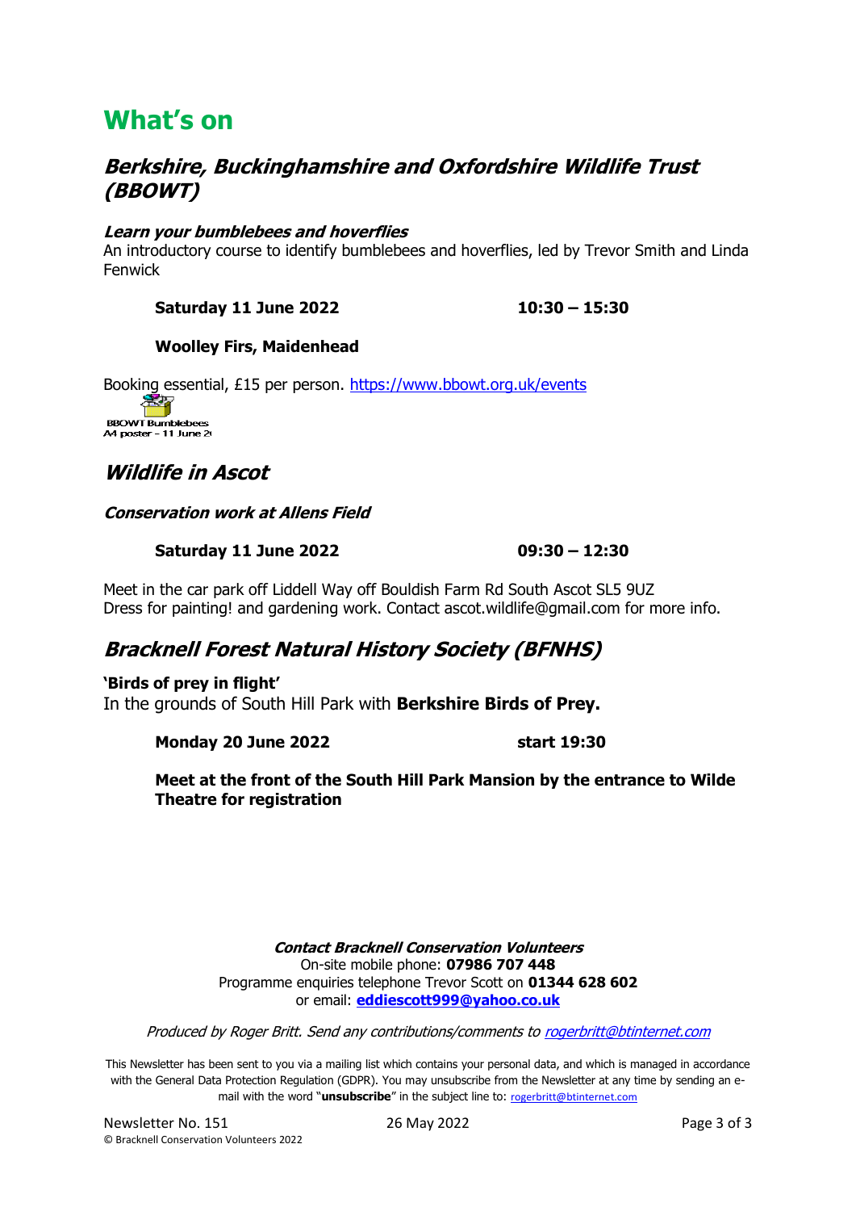# What's on

## *Berkshire, Buckinghamshire and Oxfordshire Wildlife Trust (BBOWT)*

### *Learn your bumblebees and hoverflies*

An introductory course to identify bumblebees and hoverflies, led by Trevor Smith and Linda Fenwick

**Saturday 11 June 2022** **10:30 – 15:30**

**Woolley Firs, Maidenhead**

Booking essential, £15 per person. https://www.bbowt.org.uk/events

BBOWT Bumblebees A4 poster - 11 June 2(

## *Wildlife in Ascot*

### *Conservation work at Allens Field*

**Saturday 11 June 2022** **09:30 – 12:30**

Meet in the car park off Liddell Way off Bouldish Farm Rd South Ascot SL5 9UZ
Dress for painting! and gardening work. Contact ascot.wildlife@gmail.com for more info.

## *Bracknell Forest Natural History Society (BFNHS)*

**'Birds of prey in flight'**
In the grounds of South Hill Park with **Berkshire Birds of Prey.**

**Monday 20 June 2022** **start 19:30**

**Meet at the front of the South Hill Park Mansion by the entrance to Wilde Theatre for registration**

***Contact Bracknell Conservation Volunteers***
On-site mobile phone: **07986 707 448**
Programme enquiries telephone Trevor Scott on **01344 628 602**
or email: **eddiescott999@yahoo.co.uk**

*Produced by Roger Britt. Send any contributions/comments to rogerbritt@btinternet.com*

This Newsletter has been sent to you via a mailing list which contains your personal data, and which is managed in accordance with the General Data Protection Regulation (GDPR). You may unsubscribe from the Newsletter at any time by sending an e-mail with the word "**unsubscribe**" in the subject line to: rogerbritt@btinternet.com

Newsletter No. 151 26 May 2022
© Bracknell Conservation Volunteers 2022